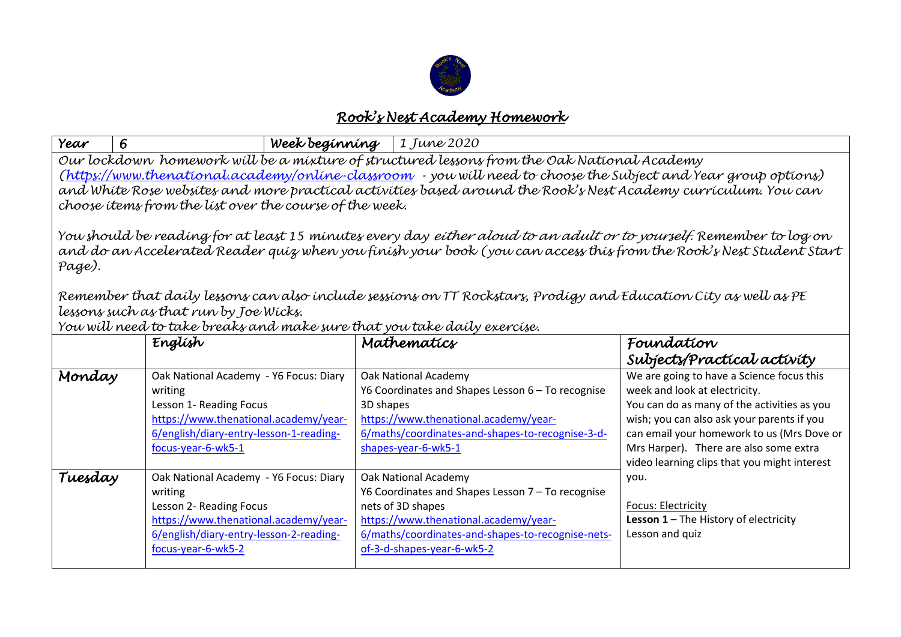# *Rook's Nest Academy Homework*

| *Year* | *6* | *Week beginning* | *1 June 2020* |
|---|---|---|---|

*Our lockdown homework will be a mixture of structured lessons from the Oak National Academy ([https://www.thenational.academy/online-classroom](https://www.thenational.academy/online-classroom) - you will need to choose the Subject and Year group options) and White Rose websites and more practical activities based around the Rook's Nest Academy curriculum. You can choose items from the list over the course of the week.*

*You should be reading for at least 15 minutes every day either aloud to an adult or to yourself. Remember to log on and do an Accelerated Reader quiz when you finish your book (you can access this from the Rook's Nest Student Start Page).*

*Remember that daily lessons can also include sessions on TT Rockstars, Prodigy and Education City as well as PE lessons such as that run by Joe Wicks.*
*You will need to take breaks and make sure that you take daily exercise.*

| | *English* | *Mathematics* | *Foundation Subjects/Practical activity* |
|---|---|---|---|
| *Monday* | Oak National Academy - Y6 Focus: Diary writing<br>Lesson 1- Reading Focus<br>[https://www.thenational.academy/year-6/english/diary-entry-lesson-1-reading-focus-year-6-wk5-1](https://www.thenational.academy/year-6/english/diary-entry-lesson-1-reading-focus-year-6-wk5-1) | Oak National Academy<br>Y6 Coordinates and Shapes Lesson 6 – To recognise 3D shapes<br>[https://www.thenational.academy/year-6/maths/coordinates-and-shapes-to-recognise-3-d-shapes-year-6-wk5-1](https://www.thenational.academy/year-6/maths/coordinates-and-shapes-to-recognise-3-d-shapes-year-6-wk5-1) | We are going to have a Science focus this week and look at electricity.<br>You can do as many of the activities as you wish; you can also ask your parents if you can email your homework to us (Mrs Dove or Mrs Harper). There are also some extra video learning clips that you might interest you.<br><br>Focus: Electricity<br>**Lesson 1** – The History of electricity<br>Lesson and quiz |
| *Tuesday* | Oak National Academy - Y6 Focus: Diary writing<br>Lesson 2- Reading Focus<br>[https://www.thenational.academy/year-6/english/diary-entry-lesson-2-reading-focus-year-6-wk5-2](https://www.thenational.academy/year-6/english/diary-entry-lesson-2-reading-focus-year-6-wk5-2) | Oak National Academy<br>Y6 Coordinates and Shapes Lesson 7 – To recognise nets of 3D shapes<br>[https://www.thenational.academy/year-6/maths/coordinates-and-shapes-to-recognise-nets-of-3-d-shapes-year-6-wk5-2](https://www.thenational.academy/year-6/maths/coordinates-and-shapes-to-recognise-nets-of-3-d-shapes-year-6-wk5-2) | |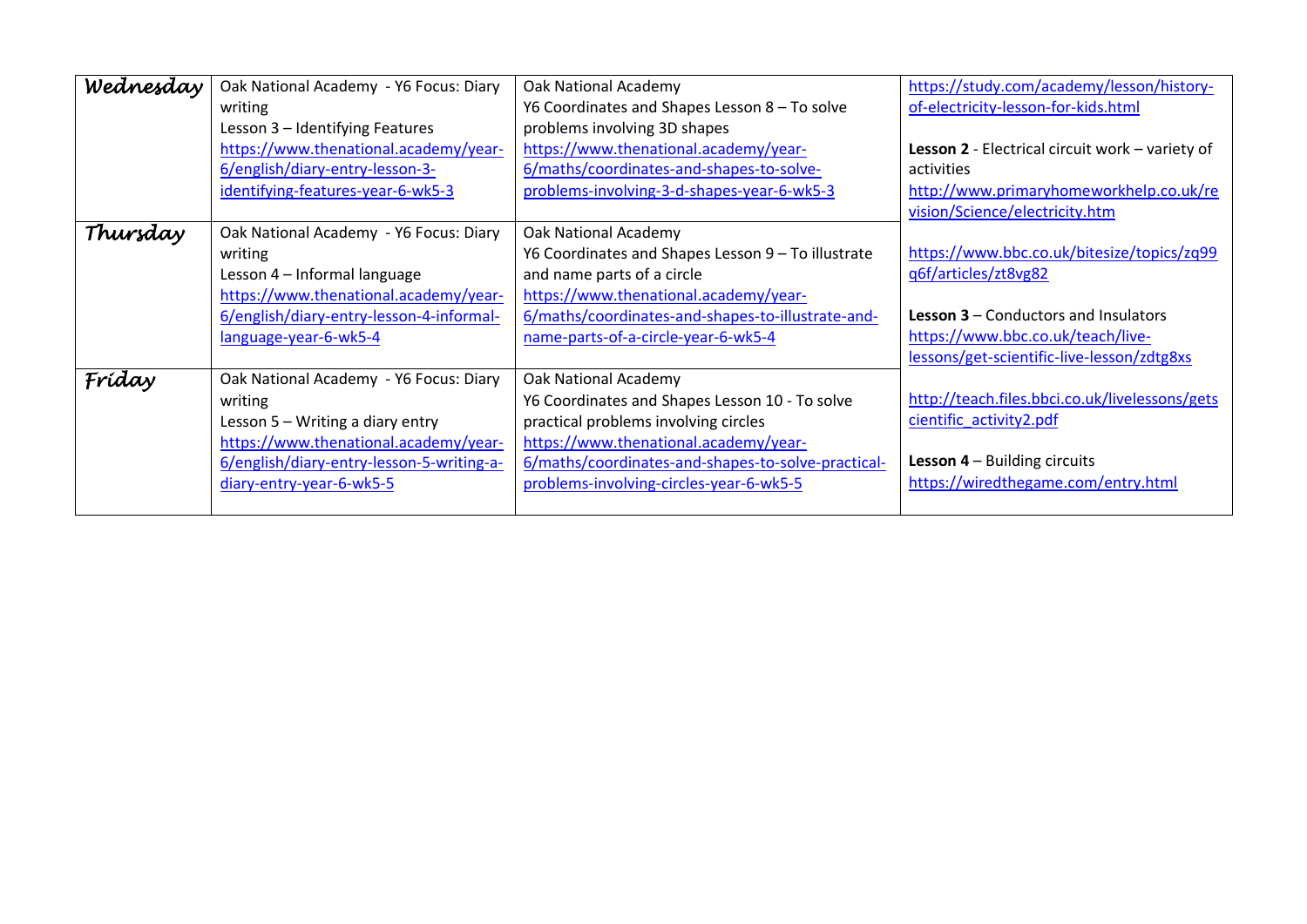| | | | |
|---|---|---|---|
| *Wednesday* | Oak National Academy - Y6 Focus: Diary writing<br>Lesson 3 – Identifying Features<br>https://www.thenational.academy/year-6/english/diary-entry-lesson-3-identifying-features-year-6-wk5-3 | Oak National Academy<br>Y6 Coordinates and Shapes Lesson 8 – To solve problems involving 3D shapes<br>https://www.thenational.academy/year-6/maths/coordinates-and-shapes-to-solve-problems-involving-3-d-shapes-year-6-wk5-3 | https://study.com/academy/lesson/history-of-electricity-lesson-for-kids.html<br><br>**Lesson 2** - Electrical circuit work – variety of activities<br>http://www.primaryhomeworkhelp.co.uk/revision/Science/electricity.htm<br><br>https://www.bbc.co.uk/bitesize/topics/zq99q6f/articles/zt8vg82<br><br>**Lesson 3** – Conductors and Insulators<br>https://www.bbc.co.uk/teach/live-lessons/get-scientific-live-lesson/zdtg8xs<br><br>http://teach.files.bbci.co.uk/livelessons/getscientific_activity2.pdf<br><br>**Lesson 4** – Building circuits<br>https://wiredthegame.com/entry.html |
| *Thursday* | Oak National Academy - Y6 Focus: Diary writing<br>Lesson 4 – Informal language<br>https://www.thenational.academy/year-6/english/diary-entry-lesson-4-informal-language-year-6-wk5-4 | Oak National Academy<br>Y6 Coordinates and Shapes Lesson 9 – To illustrate and name parts of a circle<br>https://www.thenational.academy/year-6/maths/coordinates-and-shapes-to-illustrate-and-name-parts-of-a-circle-year-6-wk5-4 | |
| *Friday* | Oak National Academy - Y6 Focus: Diary writing<br>Lesson 5 – Writing a diary entry<br>https://www.thenational.academy/year-6/english/diary-entry-lesson-5-writing-a-diary-entry-year-6-wk5-5 | Oak National Academy<br>Y6 Coordinates and Shapes Lesson 10 - To solve practical problems involving circles<br>https://www.thenational.academy/year-6/maths/coordinates-and-shapes-to-solve-practical-problems-involving-circles-year-6-wk5-5 | |